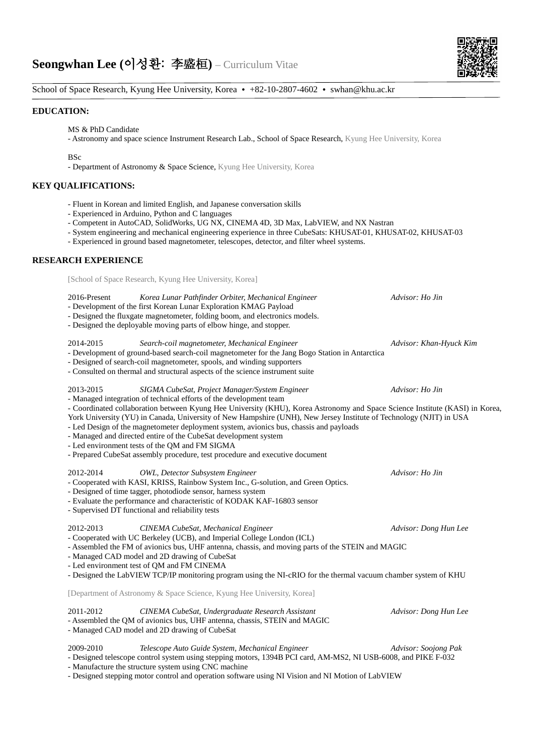# Seongwhan Lee (이성환: 李盛桓) – Curriculum Vitae

School of Space Research, Kyung Hee University, Korea • +82-10-2807-4602 • swhan@khu.ac.kr

## EDUCATION:

MS & PhD Candidate
- Astronomy and space science Instrument Research Lab., School of Space Research, Kyung Hee University, Korea

BSc
- Department of Astronomy & Space Science, Kyung Hee University, Korea

## KEY QUALIFICATIONS:

- Fluent in Korean and limited English, and Japanese conversation skills
- Experienced in Arduino, Python and C languages
- Competent in AutoCAD, SolidWorks, UG NX, CINEMA 4D, 3D Max, LabVIEW, and NX Nastran
- System engineering and mechanical engineering experience in three CubeSats: KHUSAT-01, KHUSAT-02, KHUSAT-03
- Experienced in ground based magnetometer, telescopes, detector, and filter wheel systems.

## RESEARCH EXPERIENCE

[School of Space Research, Kyung Hee University, Korea]

2016-Present *Korea Lunar Pathfinder Orbiter, Mechanical Engineer* *Advisor: Ho Jin*
- Development of the first Korean Lunar Exploration KMAG Payload
- Designed the fluxgate magnetometer, folding boom, and electronics models.
- Designed the deployable moving parts of elbow hinge, and stopper.

2014-2015 *Search-coil magnetometer, Mechanical Engineer* *Advisor: Khan-Hyuck Kim*
- Development of ground-based search-coil magnetometer for the Jang Bogo Station in Antarctica
- Designed of search-coil magnetometer, spools, and winding supporters
- Consulted on thermal and structural aspects of the science instrument suite

2013-2015 *SIGMA CubeSat, Project Manager/System Engineer* *Advisor: Ho Jin*
- Managed integration of technical efforts of the development team
- Coordinated collaboration between Kyung Hee University (KHU), Korea Astronomy and Space Science Institute (KASI) in Korea, York University (YU) in Canada, University of New Hampshire (UNH), New Jersey Institute of Technology (NJIT) in USA
- Led Design of the magnetometer deployment system, avionics bus, chassis and payloads
- Managed and directed entire of the CubeSat development system
- Led environment tests of the QM and FM SIGMA
- Prepared CubeSat assembly procedure, test procedure and executive document

2012-2014 *OWL, Detector Subsystem Engineer* *Advisor: Ho Jin*
- Cooperated with KASI, KRISS, Rainbow System Inc., G-solution, and Green Optics.
- Designed of time tagger, photodiode sensor, harness system
- Evaluate the performance and characteristic of KODAK KAF-16803 sensor
- Supervised DT functional and reliability tests

2012-2013 *CINEMA CubeSat, Mechanical Engineer* *Advisor: Dong Hun Lee*
- Cooperated with UC Berkeley (UCB), and Imperial College London (ICL)
- Assembled the FM of avionics bus, UHF antenna, chassis, and moving parts of the STEIN and MAGIC
- Managed CAD model and 2D drawing of CubeSat
- Led environment test of QM and FM CINEMA
- Designed the LabVIEW TCP/IP monitoring program using the NI-cRIO for the thermal vacuum chamber system of KHU

[Department of Astronomy & Space Science, Kyung Hee University, Korea]

2011-2012 *CINEMA CubeSat, Undergraduate Research Assistant* *Advisor: Dong Hun Lee*
- Assembled the QM of avionics bus, UHF antenna, chassis, STEIN and MAGIC
- Managed CAD model and 2D drawing of CubeSat

2009-2010 *Telescope Auto Guide System, Mechanical Engineer* *Advisor: Soojong Pak*
- Designed telescope control system using stepping motors, 1394B PCI card, AM-MS2, NI USB-6008, and PIKE F-032
- Manufacture the structure system using CNC machine
- Designed stepping motor control and operation software using NI Vision and NI Motion of LabVIEW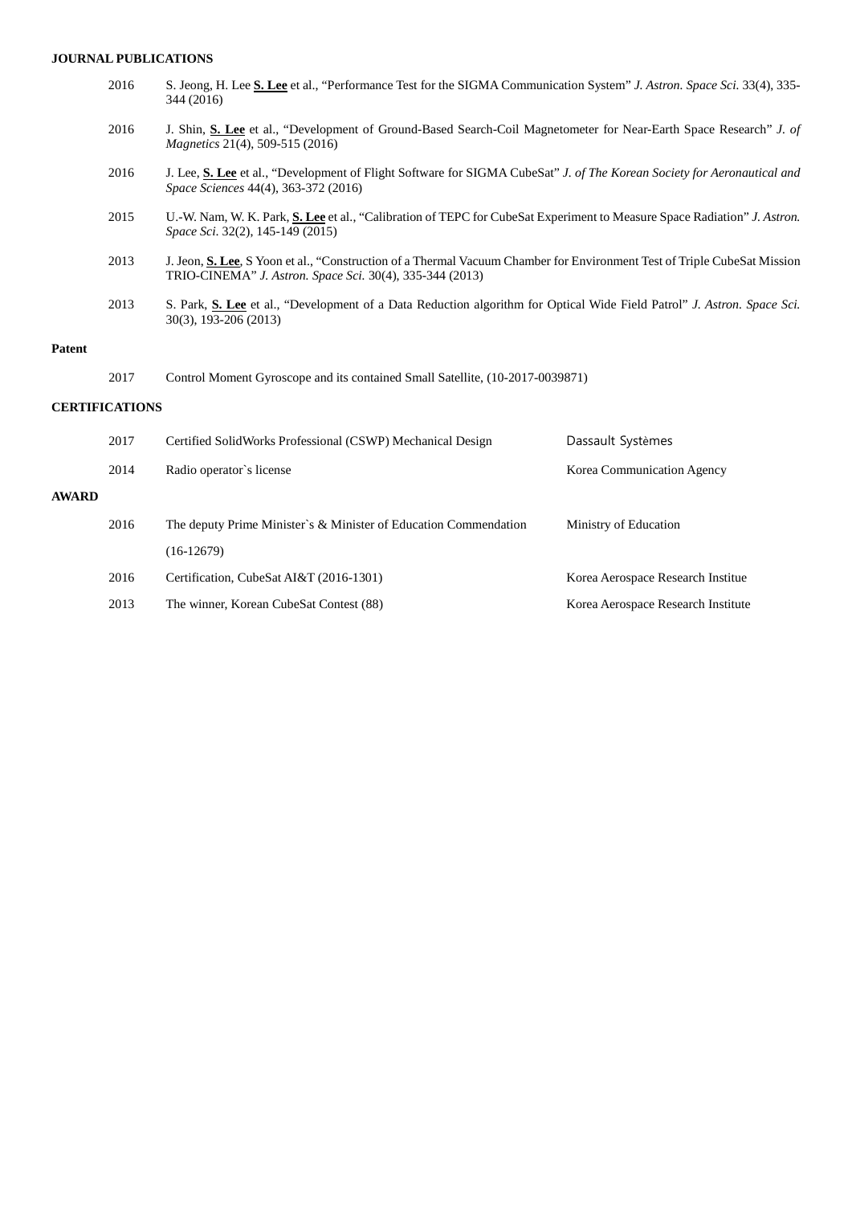**JOURNAL PUBLICATIONS**

| | |
|---|---|
| 2016 | S. Jeong, H. Lee **S. Lee** et al., “Performance Test for the SIGMA Communication System” *J. Astron. Space Sci.* 33(4), 335-344 (2016) |
| 2016 | J. Shin, **S. Lee** et al., “Development of Ground-Based Search-Coil Magnetometer for Near-Earth Space Research” *J. of Magnetics* 21(4), 509-515 (2016) |
| 2016 | J. Lee, **S. Lee** et al., “Development of Flight Software for SIGMA CubeSat” *J. of The Korean Society for Aeronautical and Space Sciences* 44(4), 363-372 (2016) |
| 2015 | U.-W. Nam, W. K. Park, **S. Lee** et al., “Calibration of TEPC for CubeSat Experiment to Measure Space Radiation” *J. Astron. Space Sci.* 32(2), 145-149 (2015) |
| 2013 | J. Jeon, **S. Lee**, S Yoon et al., “Construction of a Thermal Vacuum Chamber for Environment Test of Triple CubeSat Mission TRIO-CINEMA” *J. Astron. Space Sci.* 30(4), 335-344 (2013) |
| 2013 | S. Park, **S. Lee** et al., “Development of a Data Reduction algorithm for Optical Wide Field Patrol” *J. Astron. Space Sci.* 30(3), 193-206 (2013) |

**Patent**

| | |
|---|---|
| 2017 | Control Moment Gyroscope and its contained Small Satellite, (10-2017-0039871) |

**CERTIFICATIONS**

| | | |
|---|---|---|
| 2017 | Certified SolidWorks Professional (CSWP) Mechanical Design | Dassault Systèmes |
| 2014 | Radio operator`s license | Korea Communication Agency |

**AWARD**

| | | |
|---|---|---|
| 2016 | The deputy Prime Minister`s & Minister of Education Commendation (16-12679) | Ministry of Education |
| 2016 | Certification, CubeSat AI&T (2016-1301) | Korea Aerospace Research Institue |
| 2013 | The winner, Korean CubeSat Contest (88) | Korea Aerospace Research Institute |